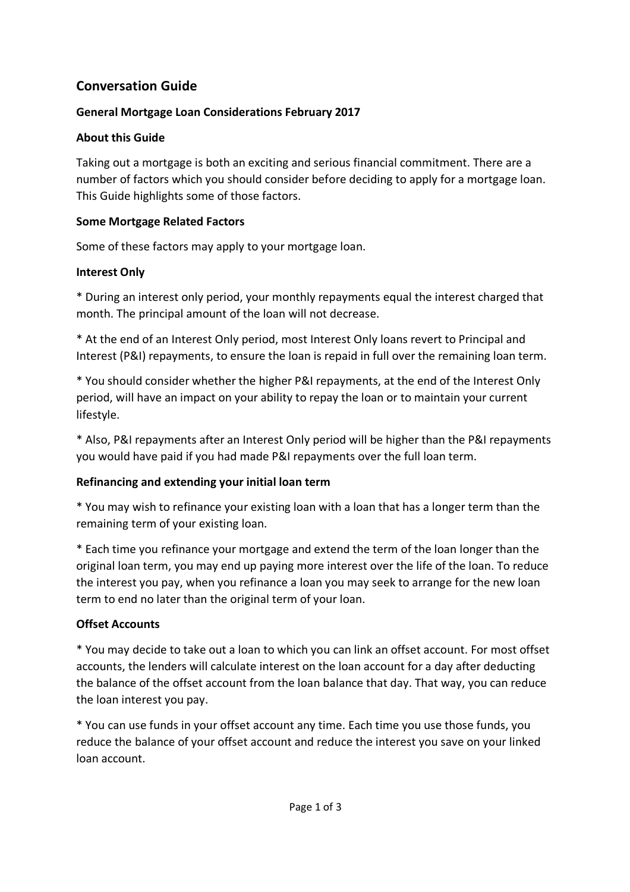# Conversation Guide

## General Mortgage Loan Considerations February 2017

### About this Guide

Taking out a mortgage is both an exciting and serious financial commitment. There are a number of factors which you should consider before deciding to apply for a mortgage loan. This Guide highlights some of those factors.

### Some Mortgage Related Factors

Some of these factors may apply to your mortgage loan.

### Interest Only

* During an interest only period, your monthly repayments equal the interest charged that month. The principal amount of the loan will not decrease.

* At the end of an Interest Only period, most Interest Only loans revert to Principal and Interest (P&I) repayments, to ensure the loan is repaid in full over the remaining loan term.

* You should consider whether the higher P&I repayments, at the end of the Interest Only period, will have an impact on your ability to repay the loan or to maintain your current lifestyle.

* Also, P&I repayments after an Interest Only period will be higher than the P&I repayments you would have paid if you had made P&I repayments over the full loan term.

### Refinancing and extending your initial loan term

* You may wish to refinance your existing loan with a loan that has a longer term than the remaining term of your existing loan.

* Each time you refinance your mortgage and extend the term of the loan longer than the original loan term, you may end up paying more interest over the life of the loan. To reduce the interest you pay, when you refinance a loan you may seek to arrange for the new loan term to end no later than the original term of your loan.

### Offset Accounts

* You may decide to take out a loan to which you can link an offset account. For most offset accounts, the lenders will calculate interest on the loan account for a day after deducting the balance of the offset account from the loan balance that day. That way, you can reduce the loan interest you pay.

* You can use funds in your offset account any time. Each time you use those funds, you reduce the balance of your offset account and reduce the interest you save on your linked loan account.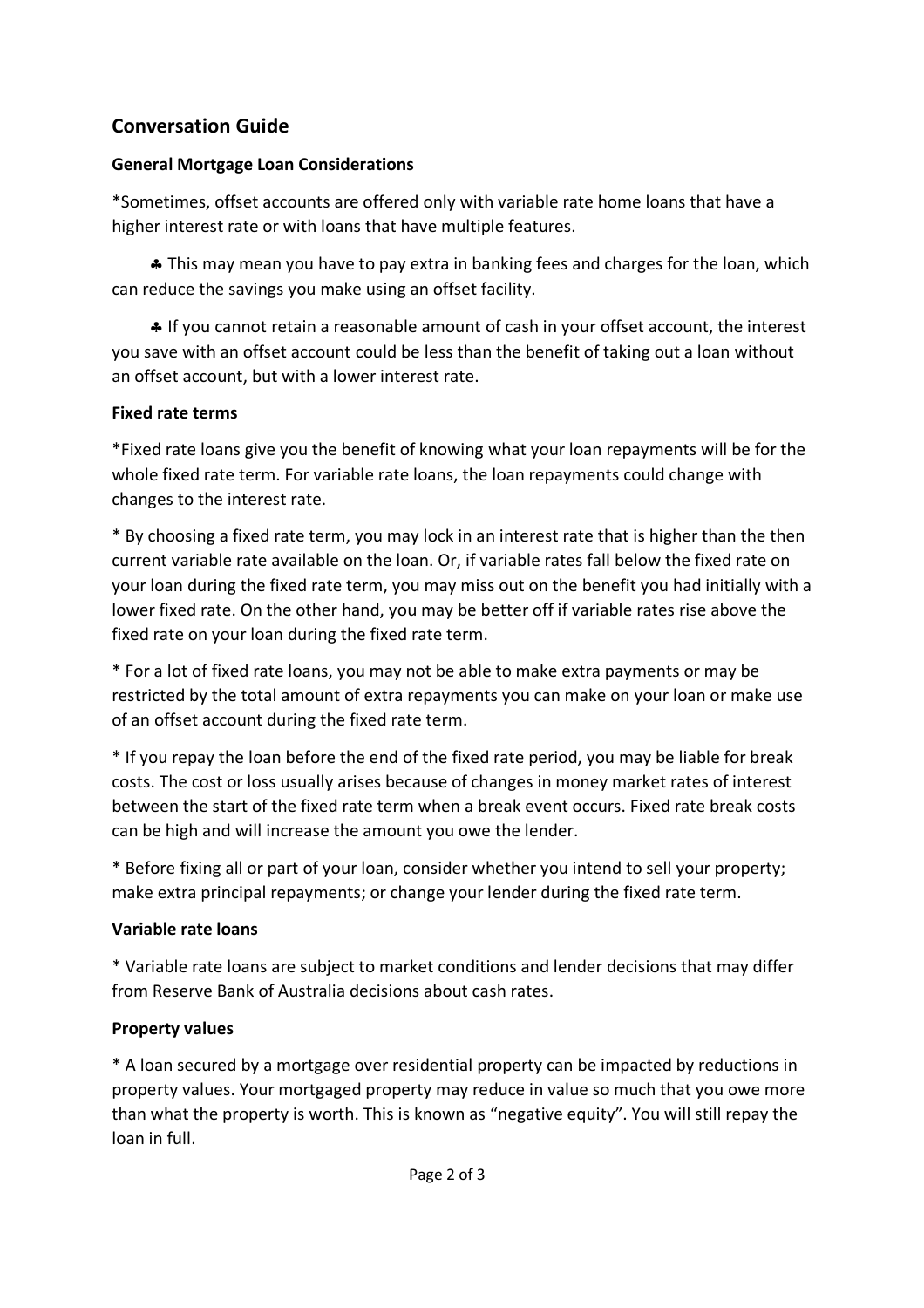## Conversation Guide

### General Mortgage Loan Considerations

*Sometimes, offset accounts are offered only with variable rate home loans that have a higher interest rate or with loans that have multiple features.

- ♣ This may mean you have to pay extra in banking fees and charges for the loan, which can reduce the savings you make using an offset facility.
- ♣ If you cannot retain a reasonable amount of cash in your offset account, the interest you save with an offset account could be less than the benefit of taking out a loan without an offset account, but with a lower interest rate.

### Fixed rate terms

*Fixed rate loans give you the benefit of knowing what your loan repayments will be for the whole fixed rate term. For variable rate loans, the loan repayments could change with changes to the interest rate.

* By choosing a fixed rate term, you may lock in an interest rate that is higher than the then current variable rate available on the loan. Or, if variable rates fall below the fixed rate on your loan during the fixed rate term, you may miss out on the benefit you had initially with a lower fixed rate. On the other hand, you may be better off if variable rates rise above the fixed rate on your loan during the fixed rate term.

* For a lot of fixed rate loans, you may not be able to make extra payments or may be restricted by the total amount of extra repayments you can make on your loan or make use of an offset account during the fixed rate term.

* If you repay the loan before the end of the fixed rate period, you may be liable for break costs. The cost or loss usually arises because of changes in money market rates of interest between the start of the fixed rate term when a break event occurs. Fixed rate break costs can be high and will increase the amount you owe the lender.

* Before fixing all or part of your loan, consider whether you intend to sell your property; make extra principal repayments; or change your lender during the fixed rate term.

### Variable rate loans

* Variable rate loans are subject to market conditions and lender decisions that may differ from Reserve Bank of Australia decisions about cash rates.

### Property values

* A loan secured by a mortgage over residential property can be impacted by reductions in property values. Your mortgaged property may reduce in value so much that you owe more than what the property is worth. This is known as "negative equity". You will still repay the loan in full.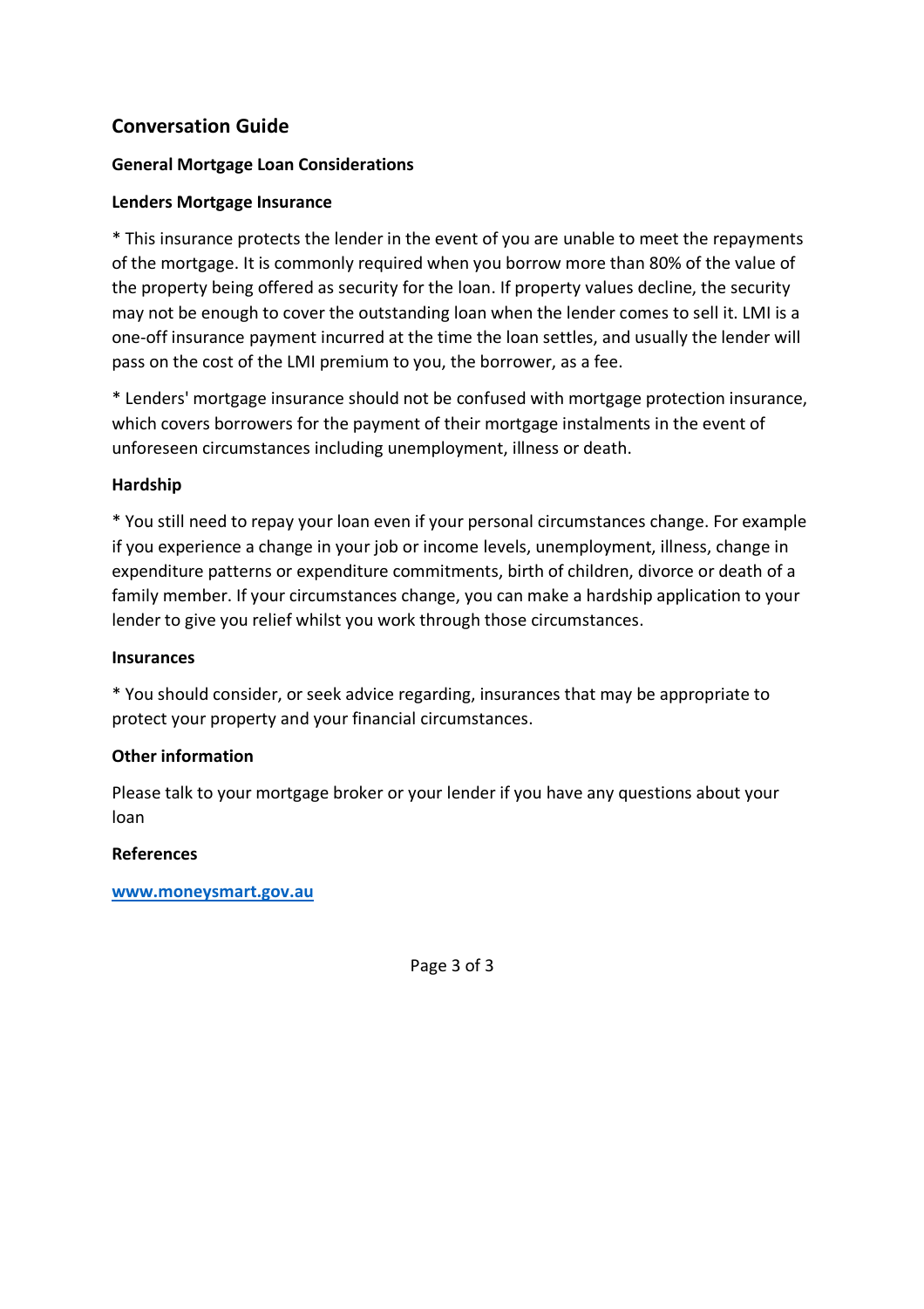## Conversation Guide

### General Mortgage Loan Considerations

### Lenders Mortgage Insurance

* This insurance protects the lender in the event of you are unable to meet the repayments of the mortgage. It is commonly required when you borrow more than 80% of the value of the property being offered as security for the loan. If property values decline, the security may not be enough to cover the outstanding loan when the lender comes to sell it. LMI is a one-off insurance payment incurred at the time the loan settles, and usually the lender will pass on the cost of the LMI premium to you, the borrower, as a fee.

* Lenders' mortgage insurance should not be confused with mortgage protection insurance, which covers borrowers for the payment of their mortgage instalments in the event of unforeseen circumstances including unemployment, illness or death.

### Hardship

* You still need to repay your loan even if your personal circumstances change. For example if you experience a change in your job or income levels, unemployment, illness, change in expenditure patterns or expenditure commitments, birth of children, divorce or death of a family member. If your circumstances change, you can make a hardship application to your lender to give you relief whilst you work through those circumstances.

### Insurances

* You should consider, or seek advice regarding, insurances that may be appropriate to protect your property and your financial circumstances.

### Other information

Please talk to your mortgage broker or your lender if you have any questions about your loan

### References

[www.moneysmart.gov.au](http://www.moneysmart.gov.au)